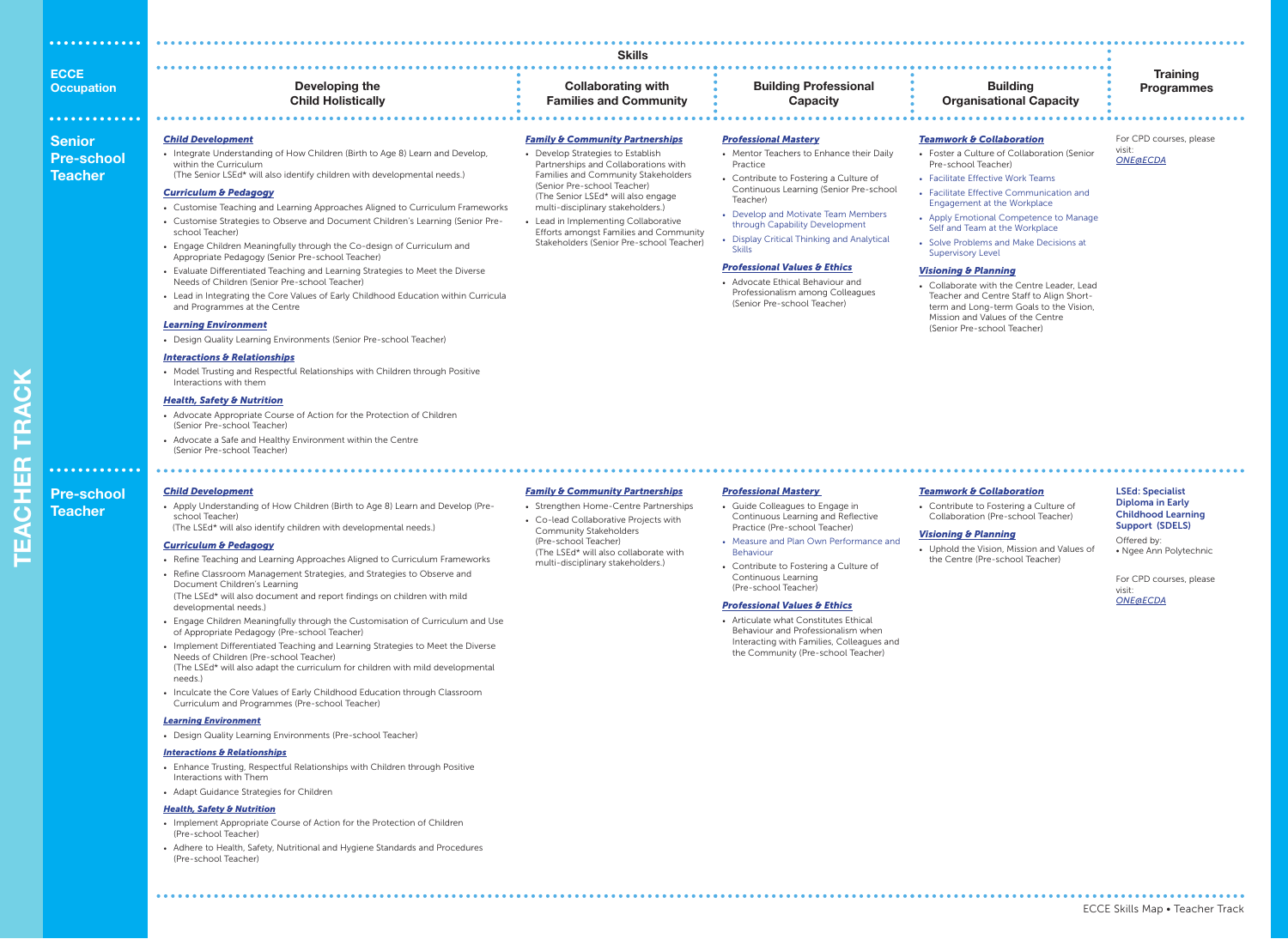# TEACHER TRACK

| ECCE Occupation | Skills: Developing the Child Holistically | Skills: Collaborating with Families and Community | Skills: Building Professional Capacity | Skills: Building Organisational Capacity | Training Programmes |
|---|---|---|---|---|---|
| **Senior Pre-school Teacher** | ***Child Development***<br>• Integrate Understanding of How Children (Birth to Age 8) Learn and Develop, within the Curriculum (The Senior LSEd* will also identify children with developmental needs.)<br>***Curriculum & Pedagogy***<br>• Customise Teaching and Learning Approaches Aligned to Curriculum Frameworks<br>• Customise Strategies to Observe and Document Children's Learning (Senior Pre-school Teacher)<br>• Engage Children Meaningfully through the Co-design of Curriculum and Appropriate Pedagogy (Senior Pre-school Teacher)<br>• Evaluate Differentiated Teaching and Learning Strategies to Meet the Diverse Needs of Children (Senior Pre-school Teacher)<br>• Lead in Integrating the Core Values of Early Childhood Education within Curricula and Programmes at the Centre<br>***Learning Environment***<br>• Design Quality Learning Environments (Senior Pre-school Teacher)<br>***Interactions & Relationships***<br>• Model Trusting and Respectful Relationships with Children through Positive Interactions with them<br>***Health, Safety & Nutrition***<br>• Advocate Appropriate Course of Action for the Protection of Children (Senior Pre-school Teacher)<br>• Advocate a Safe and Healthy Environment within the Centre (Senior Pre-school Teacher) | ***Family & Community Partnerships***<br>• Develop Strategies to Establish Partnerships and Collaborations with Families and Community Stakeholders (Senior Pre-school Teacher) (The Senior LSEd* will also engage multi-disciplinary stakeholders.)<br>• Lead in Implementing Collaborative Efforts amongst Families and Community Stakeholders (Senior Pre-school Teacher) | ***Professional Mastery***<br>• Mentor Teachers to Enhance their Daily Practice<br>• Contribute to Fostering a Culture of Continuous Learning (Senior Pre-school Teacher)<br>• Develop and Motivate Team Members through Capability Development<br>• Display Critical Thinking and Analytical Skills<br>***Professional Values & Ethics***<br>• Advocate Ethical Behaviour and Professionalism among Colleagues (Senior Pre-school Teacher) | ***Teamwork & Collaboration***<br>• Foster a Culture of Collaboration (Senior Pre-school Teacher)<br>• Facilitate Effective Work Teams<br>• Facilitate Effective Communication and Engagement at the Workplace<br>• Apply Emotional Competence to Manage Self and Team at the Workplace<br>• Solve Problems and Make Decisions at Supervisory Level<br>***Visioning & Planning***<br>• Collaborate with the Centre Leader, Lead Teacher and Centre Staff to Align Short-term and Long-term Goals to the Vision, Mission and Values of the Centre (Senior Pre-school Teacher) | For CPD courses, please visit: *ONE@ECDA* |
| **Pre-school Teacher** | ***Child Development***<br>• Apply Understanding of How Children (Birth to Age 8) Learn and Develop (Pre-school Teacher) (The LSEd* will also identify children with developmental needs.)<br>***Curriculum & Pedagogy***<br>• Refine Teaching and Learning Approaches Aligned to Curriculum Frameworks<br>• Refine Classroom Management Strategies, and Strategies to Observe and Document Children's Learning (The LSEd* will also document and report findings on children with mild developmental needs.)<br>• Engage Children Meaningfully through the Customisation of Curriculum and Use of Appropriate Pedagogy (Pre-school Teacher)<br>• Implement Differentiated Teaching and Learning Strategies to Meet the Diverse Needs of Children (Pre-school Teacher) (The LSEd* will also adapt the curriculum for children with mild developmental needs.)<br>• Inculcate the Core Values of Early Childhood Education through Classroom Curriculum and Programmes (Pre-school Teacher)<br>***Learning Environment***<br>• Design Quality Learning Environments (Pre-school Teacher)<br>***Interactions & Relationships***<br>• Enhance Trusting, Respectful Relationships with Children through Positive Interactions with Them<br>• Adapt Guidance Strategies for Children<br>***Health, Safety & Nutrition***<br>• Implement Appropriate Course of Action for the Protection of Children (Pre-school Teacher)<br>• Adhere to Health, Safety, Nutritional and Hygiene Standards and Procedures (Pre-school Teacher) | ***Family & Community Partnerships***<br>• Strengthen Home-Centre Partnerships<br>• Co-lead Collaborative Projects with Community Stakeholders (Pre-school Teacher) (The LSEd* will also collaborate with multi-disciplinary stakeholders.) | ***Professional Mastery***<br>• Guide Colleagues to Engage in Continuous Learning and Reflective Practice (Pre-school Teacher)<br>• Measure and Plan Own Performance and Behaviour<br>• Contribute to Fostering a Culture of Continuous Learning (Pre-school Teacher)<br>***Professional Values & Ethics***<br>• Articulate what Constitutes Ethical Behaviour and Professionalism when Interacting with Families, Colleagues and the Community (Pre-school Teacher) | ***Teamwork & Collaboration***<br>• Contribute to Fostering a Culture of Collaboration (Pre-school Teacher)<br>***Visioning & Planning***<br>• Uphold the Vision, Mission and Values of the Centre (Pre-school Teacher) | **LSEd: Specialist Diploma in Early Childhood Learning Support (SDELS)**<br>Offered by:<br>• Ngee Ann Polytechnic<br><br>For CPD courses, please visit: *ONE@ECDA* |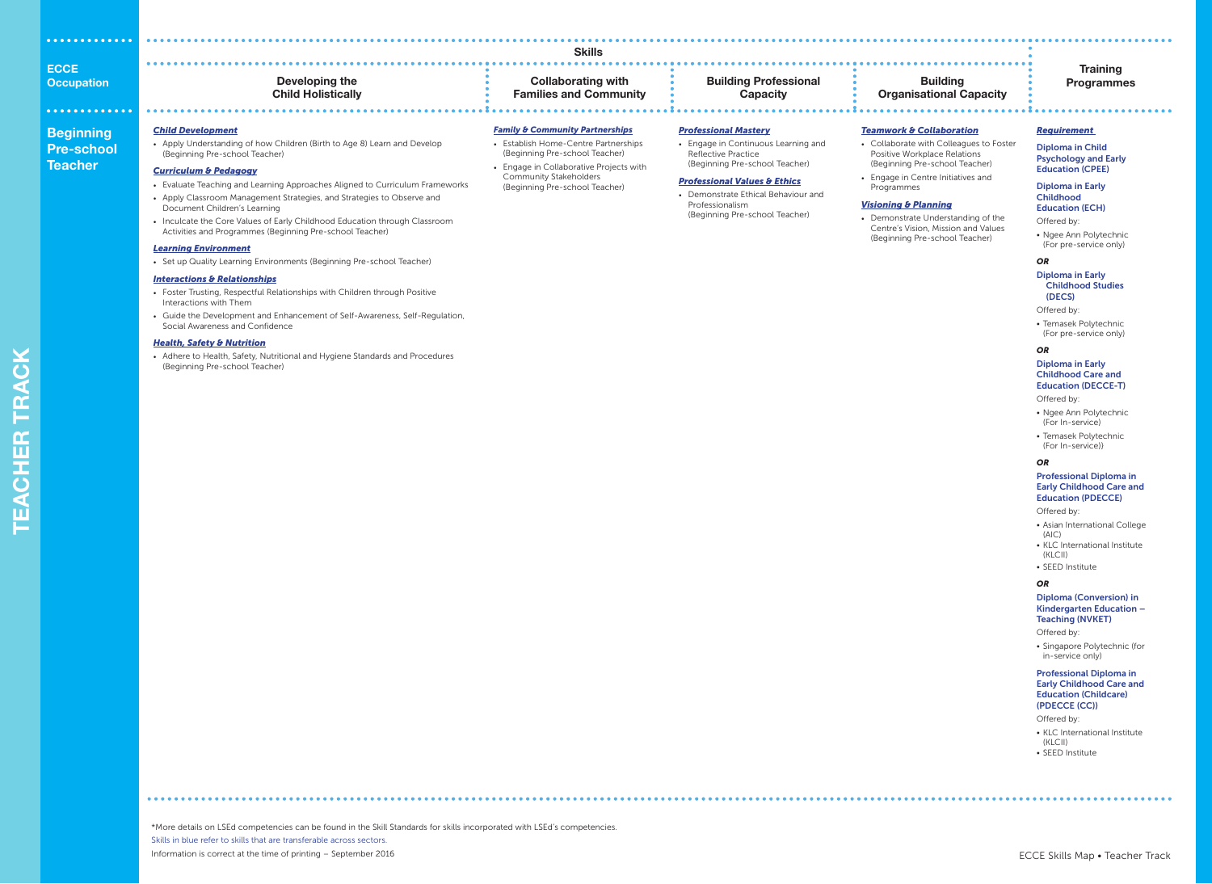# TEACHER TRACK

| ECCE Occupation | Skills: Developing the Child Holistically | Skills: Collaborating with Families and Community | Skills: Building Professional Capacity | Skills: Building Organisational Capacity | Training Programmes |
|---|---|---|---|---|---|
| **Beginning Pre-school Teacher** | ***Child Development***<br>• Apply Understanding of how Children (Birth to Age 8) Learn and Develop (Beginning Pre-school Teacher)<br>***Curriculum & Pedagogy***<br>• Evaluate Teaching and Learning Approaches Aligned to Curriculum Frameworks<br>• Apply Classroom Management Strategies, and Strategies to Observe and Document Children's Learning<br>• Inculcate the Core Values of Early Childhood Education through Classroom Activities and Programmes (Beginning Pre-school Teacher)<br>***Learning Environment***<br>• Set up Quality Learning Environments (Beginning Pre-school Teacher)<br>***Interactions & Relationships***<br>• Foster Trusting, Respectful Relationships with Children through Positive Interactions with Them<br>• Guide the Development and Enhancement of Self-Awareness, Self-Regulation, Social Awareness and Confidence<br>***Health, Safety & Nutrition***<br>• Adhere to Health, Safety, Nutritional and Hygiene Standards and Procedures (Beginning Pre-school Teacher) | ***Family & Community Partnerships***<br>• Establish Home-Centre Partnerships (Beginning Pre-school Teacher)<br>• Engage in Collaborative Projects with Community Stakeholders (Beginning Pre-school Teacher) | ***Professional Mastery***<br>• Engage in Continuous Learning and Reflective Practice (Beginning Pre-school Teacher)<br>***Professional Values & Ethics***<br>• Demonstrate Ethical Behaviour and Professionalism (Beginning Pre-school Teacher) | ***Teamwork & Collaboration***<br>• Collaborate with Colleagues to Foster Positive Workplace Relations (Beginning Pre-school Teacher)<br>• Engage in Centre Initiatives and Programmes<br>***Visioning & Planning***<br>• Demonstrate Understanding of the Centre's Vision, Mission and Values (Beginning Pre-school Teacher) | ***Requirement***<br>**Diploma in Child Psychology and Early Education (CPEE)**<br>**Diploma in Early Childhood Education (ECH)**<br>Offered by:<br>• Ngee Ann Polytechnic (For pre-service only)<br>***OR***<br>**Diploma in Early Childhood Studies (DECS)**<br>Offered by:<br>• Temasek Polytechnic (For pre-service only)<br>***OR***<br>**Diploma in Early Childhood Care and Education (DECCE-T)**<br>Offered by:<br>• Ngee Ann Polytechnic (For In-service)<br>• Temasek Polytechnic (For In-service))<br>***OR***<br>**Professional Diploma in Early Childhood Care and Education (PDECCE)**<br>Offered by:<br>• Asian International College (AIC)<br>• KLC International Institute (KLCII)<br>• SEED Institute<br>***OR***<br>**Diploma (Conversion) in Kindergarten Education – Teaching (NVKET)**<br>Offered by:<br>• Singapore Polytechnic (for in-service only)<br>**Professional Diploma in Early Childhood Care and Education (Childcare) (PDECCE (CC))**<br>Offered by:<br>• KLC International Institute (KLCII)<br>• SEED Institute |

*More details on LSEd competencies can be found in the Skill Standards for skills incorporated with LSEd's competencies.

Skills in blue refer to skills that are transferable across sectors.

Information is correct at the time of printing – September 2016